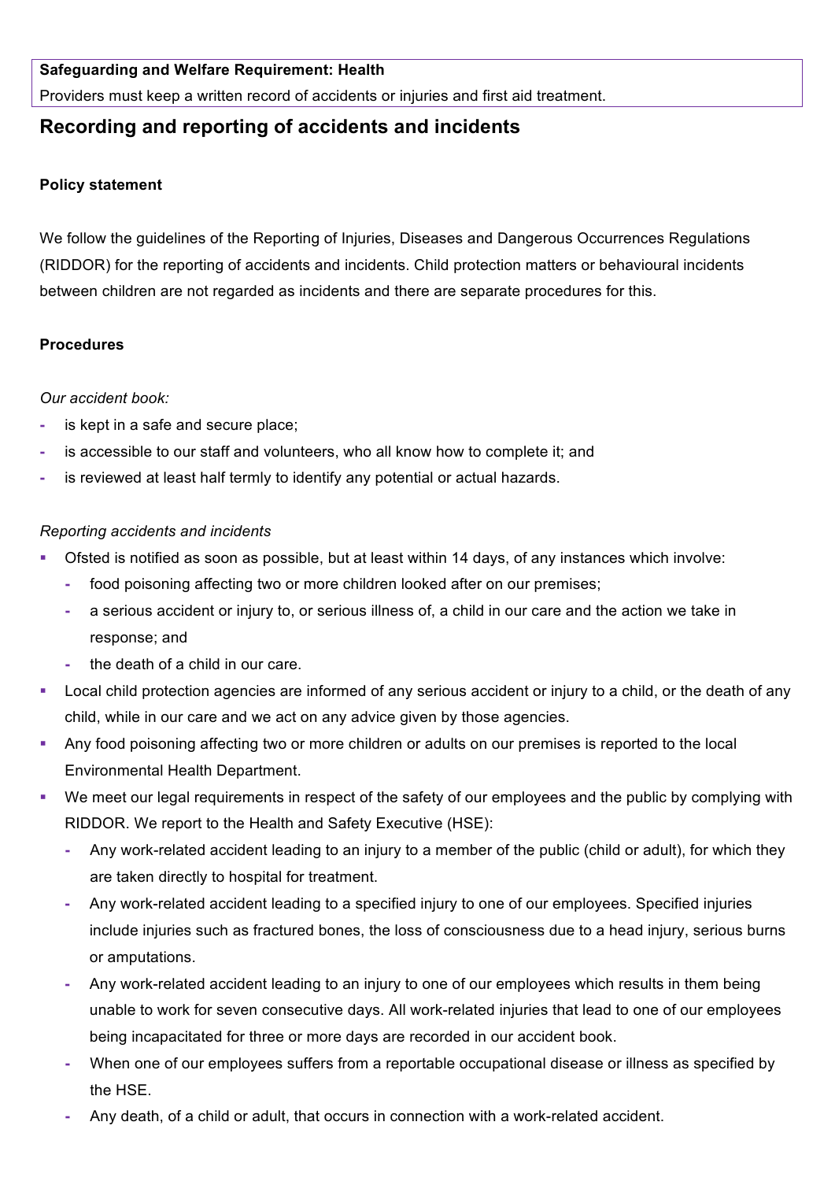**Safeguarding and Welfare Requirement: Health**

Providers must keep a written record of accidents or injuries and first aid treatment.

## Recording and reporting of accidents and incidents

**Policy statement**

We follow the guidelines of the Reporting of Injuries, Diseases and Dangerous Occurrences Regulations (RIDDOR) for the reporting of accidents and incidents. Child protection matters or behavioural incidents between children are not regarded as incidents and there are separate procedures for this.

**Procedures**

*Our accident book:*

- is kept in a safe and secure place;
- is accessible to our staff and volunteers, who all know how to complete it; and
- is reviewed at least half termly to identify any potential or actual hazards.

*Reporting accidents and incidents*

- Ofsted is notified as soon as possible, but at least within 14 days, of any instances which involve:
  - food poisoning affecting two or more children looked after on our premises;
  - a serious accident or injury to, or serious illness of, a child in our care and the action we take in response; and
  - the death of a child in our care.
- Local child protection agencies are informed of any serious accident or injury to a child, or the death of any child, while in our care and we act on any advice given by those agencies.
- Any food poisoning affecting two or more children or adults on our premises is reported to the local Environmental Health Department.
- We meet our legal requirements in respect of the safety of our employees and the public by complying with RIDDOR. We report to the Health and Safety Executive (HSE):
  - Any work-related accident leading to an injury to a member of the public (child or adult), for which they are taken directly to hospital for treatment.
  - Any work-related accident leading to a specified injury to one of our employees. Specified injuries include injuries such as fractured bones, the loss of consciousness due to a head injury, serious burns or amputations.
  - Any work-related accident leading to an injury to one of our employees which results in them being unable to work for seven consecutive days. All work-related injuries that lead to one of our employees being incapacitated for three or more days are recorded in our accident book.
  - When one of our employees suffers from a reportable occupational disease or illness as specified by the HSE.
  - Any death, of a child or adult, that occurs in connection with a work-related accident.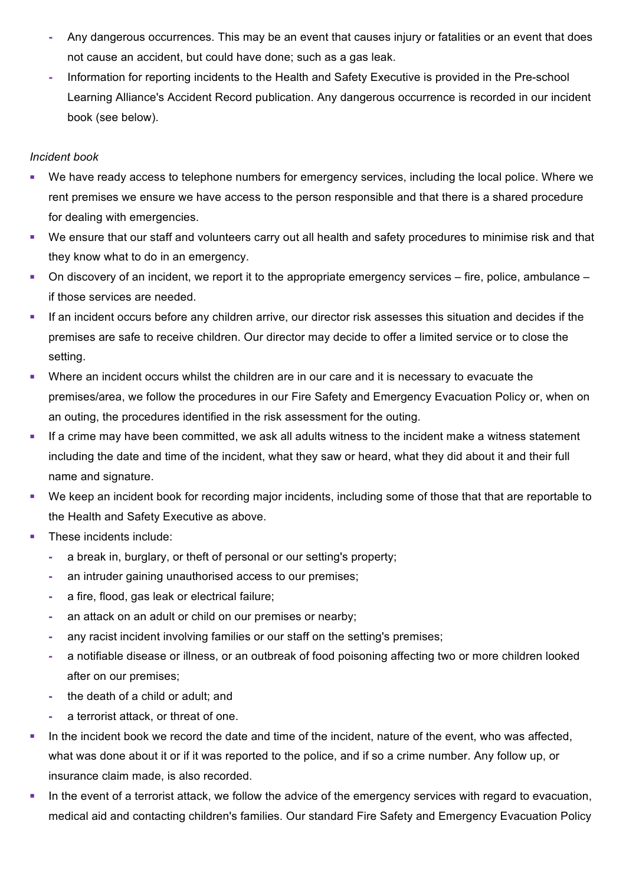- Any dangerous occurrences. This may be an event that causes injury or fatalities or an event that does not cause an accident, but could have done; such as a gas leak.
  - Information for reporting incidents to the Health and Safety Executive is provided in the Pre-school Learning Alliance's Accident Record publication. Any dangerous occurrence is recorded in our incident book (see below).

*Incident book*

- We have ready access to telephone numbers for emergency services, including the local police. Where we rent premises we ensure we have access to the person responsible and that there is a shared procedure for dealing with emergencies.
- We ensure that our staff and volunteers carry out all health and safety procedures to minimise risk and that they know what to do in an emergency.
- On discovery of an incident, we report it to the appropriate emergency services – fire, police, ambulance – if those services are needed.
- If an incident occurs before any children arrive, our director risk assesses this situation and decides if the premises are safe to receive children. Our director may decide to offer a limited service or to close the setting.
- Where an incident occurs whilst the children are in our care and it is necessary to evacuate the premises/area, we follow the procedures in our Fire Safety and Emergency Evacuation Policy or, when on an outing, the procedures identified in the risk assessment for the outing.
- If a crime may have been committed, we ask all adults witness to the incident make a witness statement including the date and time of the incident, what they saw or heard, what they did about it and their full name and signature.
- We keep an incident book for recording major incidents, including some of those that that are reportable to the Health and Safety Executive as above.
- These incidents include:
  - a break in, burglary, or theft of personal or our setting's property;
  - an intruder gaining unauthorised access to our premises;
  - a fire, flood, gas leak or electrical failure;
  - an attack on an adult or child on our premises or nearby;
  - any racist incident involving families or our staff on the setting's premises;
  - a notifiable disease or illness, or an outbreak of food poisoning affecting two or more children looked after on our premises;
  - the death of a child or adult; and
  - a terrorist attack, or threat of one.
- In the incident book we record the date and time of the incident, nature of the event, who was affected, what was done about it or if it was reported to the police, and if so a crime number. Any follow up, or insurance claim made, is also recorded.
- In the event of a terrorist attack, we follow the advice of the emergency services with regard to evacuation, medical aid and contacting children's families. Our standard Fire Safety and Emergency Evacuation Policy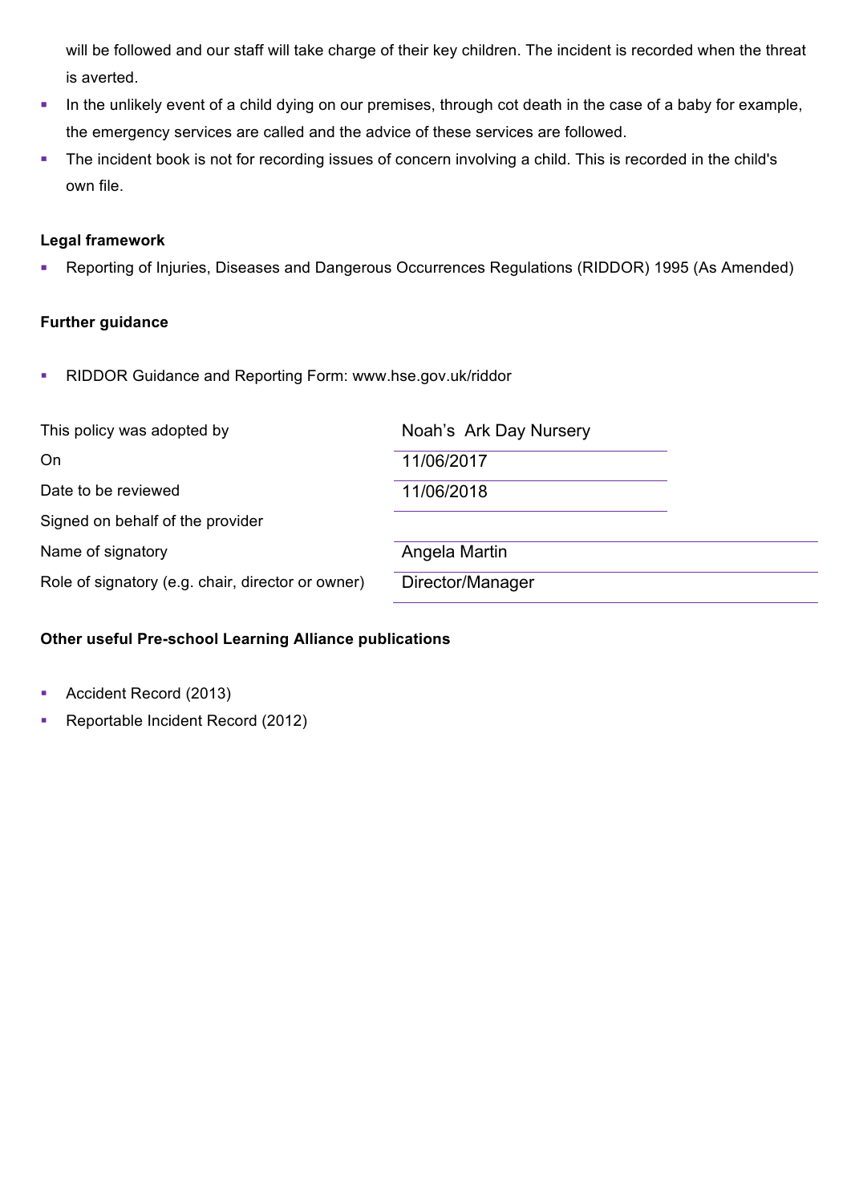will be followed and our staff will take charge of their key children. The incident is recorded when the threat is averted.

- In the unlikely event of a child dying on our premises, through cot death in the case of a baby for example, the emergency services are called and the advice of these services are followed.
- The incident book is not for recording issues of concern involving a child. This is recorded in the child's own file.

**Legal framework**

- Reporting of Injuries, Diseases and Dangerous Occurrences Regulations (RIDDOR) 1995 (As Amended)

**Further guidance**

- RIDDOR Guidance and Reporting Form: www.hse.gov.uk/riddor

| | |
|---|---|
| This policy was adopted by | Noah's Ark Day Nursery |
| On | 11/06/2017 |
| Date to be reviewed | 11/06/2018 |
| Signed on behalf of the provider | |
| Name of signatory | Angela Martin |
| Role of signatory (e.g. chair, director or owner) | Director/Manager |

**Other useful Pre-school Learning Alliance publications**

- Accident Record (2013)
- Reportable Incident Record (2012)